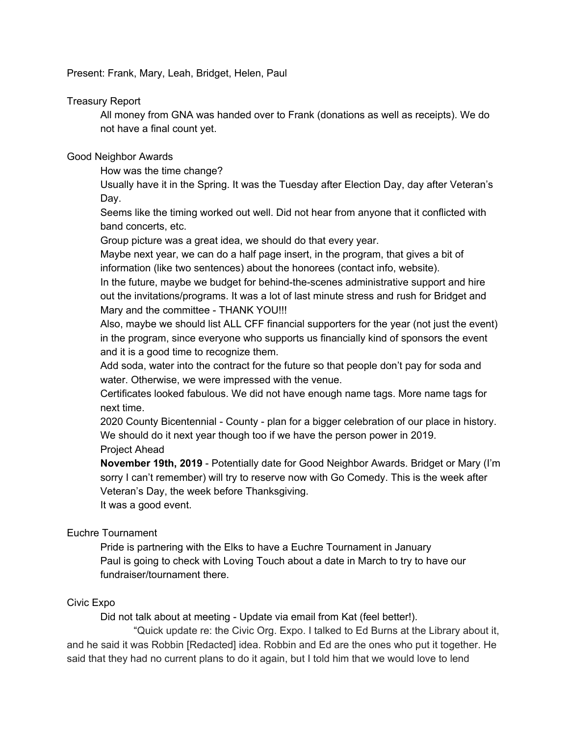Present: Frank, Mary, Leah, Bridget, Helen, Paul

## Treasury Report

All money from GNA was handed over to Frank (donations as well as receipts). We do not have a final count yet.

## Good Neighbor Awards

How was the time change?

Usually have it in the Spring. It was the Tuesday after Election Day, day after Veteran's Day.

Seems like the timing worked out well. Did not hear from anyone that it conflicted with band concerts, etc.

Group picture was a great idea, we should do that every year.

Maybe next year, we can do a half page insert, in the program, that gives a bit of information (like two sentences) about the honorees (contact info, website).

In the future, maybe we budget for behind-the-scenes administrative support and hire out the invitations/programs. It was a lot of last minute stress and rush for Bridget and Mary and the committee - THANK YOU!!!

Also, maybe we should list ALL CFF financial supporters for the year (not just the event) in the program, since everyone who supports us financially kind of sponsors the event and it is a good time to recognize them.

Add soda, water into the contract for the future so that people don't pay for soda and water. Otherwise, we were impressed with the venue.

Certificates looked fabulous. We did not have enough name tags. More name tags for next time.

2020 County Bicentennial - County - plan for a bigger celebration of our place in history. We should do it next year though too if we have the person power in 2019.

Project Ahead

**November 19th, 2019** - Potentially date for Good Neighbor Awards. Bridget or Mary (I'm sorry I can't remember) will try to reserve now with Go Comedy. This is the week after Veteran's Day, the week before Thanksgiving.

It was a good event.

## Euchre Tournament

Pride is partnering with the Elks to have a Euchre Tournament in January

Paul is going to check with Loving Touch about a date in March to try to have our fundraiser/tournament there.

## Civic Expo

Did not talk about at meeting - Update via email from Kat (feel better!).

"Quick update re: the Civic Org. Expo. I talked to Ed Burns at the Library about it, and he said it was Robbin [Redacted] idea. Robbin and Ed are the ones who put it together. He said that they had no current plans to do it again, but I told him that we would love to lend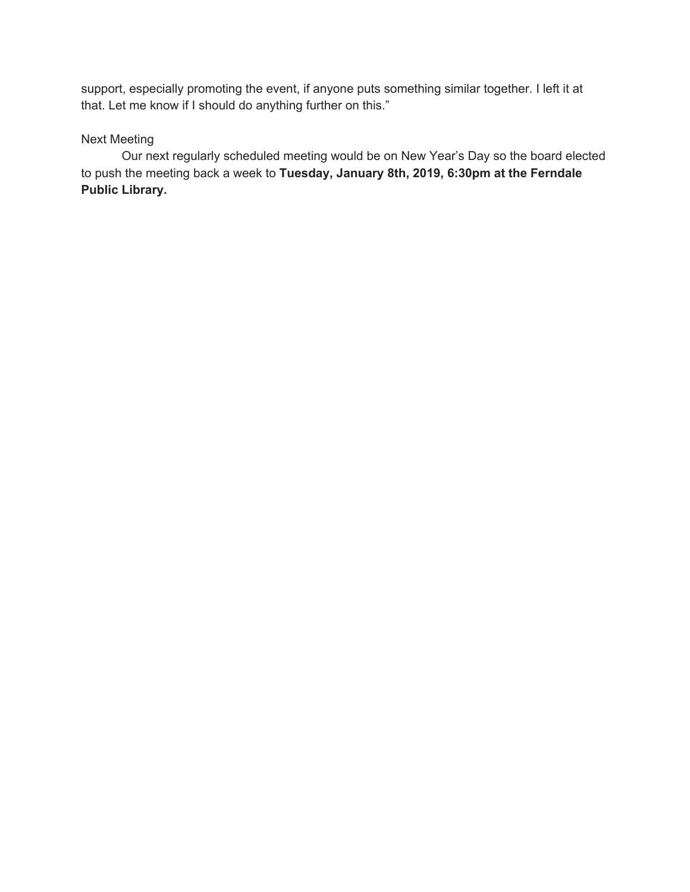support, especially promoting the event, if anyone puts something similar together. I left it at that. Let me know if I should do anything further on this."

Next Meeting

Our next regularly scheduled meeting would be on New Year's Day so the board elected to push the meeting back a week to **Tuesday, January 8th, 2019, 6:30pm at the Ferndale Public Library.**